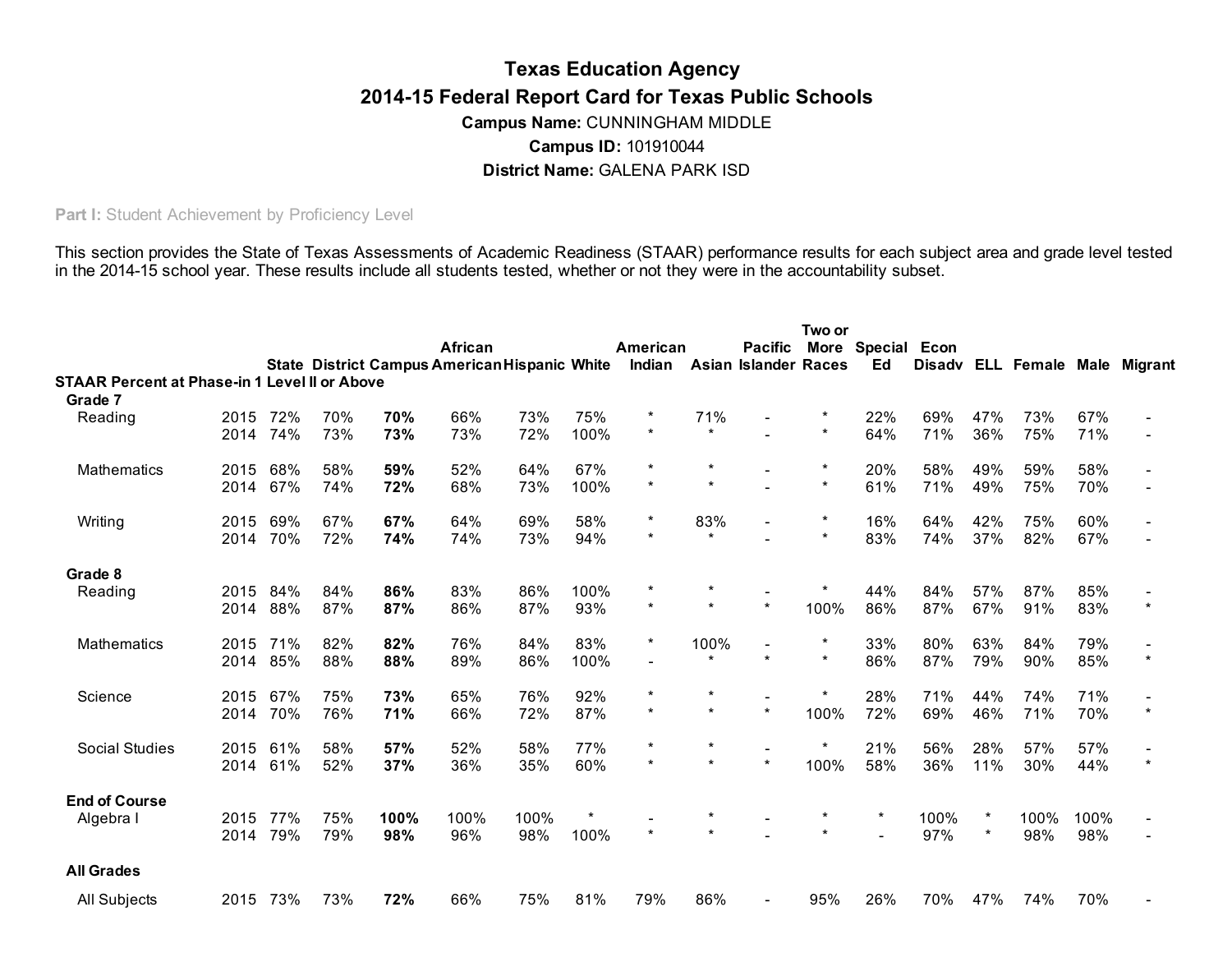# Texas Education Agency
## 2014-15 Federal Report Card for Texas Public Schools

**Campus Name:** CUNNINGHAM MIDDLE

**Campus ID:** 101910044

**District Name:** GALENA PARK ISD

**Part I:** Student Achievement by Proficiency Level

This section provides the State of Texas Assessments of Academic Readiness (STAAR) performance results for each subject area and grade level tested in the 2014-15 school year. These results include all students tested, whether or not they were in the accountability subset.

| | | State | District | Campus | African American | Hispanic | White | American Indian | Asian | Pacific Islander | Two or More Races | Special Ed | Econ Disadv | ELL | Female | Male | Migrant |
|---|---|---|---|---|---|---|---|---|---|---|---|---|---|---|---|---|---|
| **STAAR Percent at Phase-in 1 Level II or Above** | | | | | | | | | | | | | | | | | |
| **Grade 7** | | | | | | | | | | | | | | | | | |
| Reading | 2015 | 72% | 70% | **70%** | 66% | 73% | 75% | * | 71% | - | * | 22% | 69% | 47% | 73% | 67% | - |
| | 2014 | 74% | 73% | **73%** | 73% | 72% | 100% | * | * | - | * | 64% | 71% | 36% | 75% | 71% | - |
| Mathematics | 2015 | 68% | 58% | **59%** | 52% | 64% | 67% | * | * | - | * | 20% | 58% | 49% | 59% | 58% | - |
| | 2014 | 67% | 74% | **72%** | 68% | 73% | 100% | * | * | - | * | 61% | 71% | 49% | 75% | 70% | - |
| Writing | 2015 | 69% | 67% | **67%** | 64% | 69% | 58% | * | 83% | - | * | 16% | 64% | 42% | 75% | 60% | - |
| | 2014 | 70% | 72% | **74%** | 74% | 73% | 94% | * | * | - | * | 83% | 74% | 37% | 82% | 67% | - |
| **Grade 8** | | | | | | | | | | | | | | | | | |
| Reading | 2015 | 84% | 84% | **86%** | 83% | 86% | 100% | * | * | - | * | 44% | 84% | 57% | 87% | 85% | - |
| | 2014 | 88% | 87% | **87%** | 86% | 87% | 93% | * | * | * | 100% | 86% | 87% | 67% | 91% | 83% | * |
| Mathematics | 2015 | 71% | 82% | **82%** | 76% | 84% | 83% | * | 100% | - | * | 33% | 80% | 63% | 84% | 79% | - |
| | 2014 | 85% | 88% | **88%** | 89% | 86% | 100% | - | * | * | * | 86% | 87% | 79% | 90% | 85% | * |
| Science | 2015 | 67% | 75% | **73%** | 65% | 76% | 92% | * | * | - | * | 28% | 71% | 44% | 74% | 71% | - |
| | 2014 | 70% | 76% | **71%** | 66% | 72% | 87% | * | * | * | 100% | 72% | 69% | 46% | 71% | 70% | * |
| Social Studies | 2015 | 61% | 58% | **57%** | 52% | 58% | 77% | * | * | - | * | 21% | 56% | 28% | 57% | 57% | - |
| | 2014 | 61% | 52% | **37%** | 36% | 35% | 60% | * | * | * | 100% | 58% | 36% | 11% | 30% | 44% | * |
| **End of Course** | | | | | | | | | | | | | | | | | |
| Algebra I | 2015 | 77% | 75% | **100%** | 100% | 100% | * | - | * | - | * | * | 100% | * | 100% | 100% | - |
| | 2014 | 79% | 79% | **98%** | 96% | 98% | 100% | * | * | - | * | - | 97% | * | 98% | 98% | - |
| **All Grades** | | | | | | | | | | | | | | | | | |
| All Subjects | 2015 | 73% | 73% | **72%** | 66% | 75% | 81% | 79% | 86% | - | 95% | 26% | 70% | 47% | 74% | 70% | - |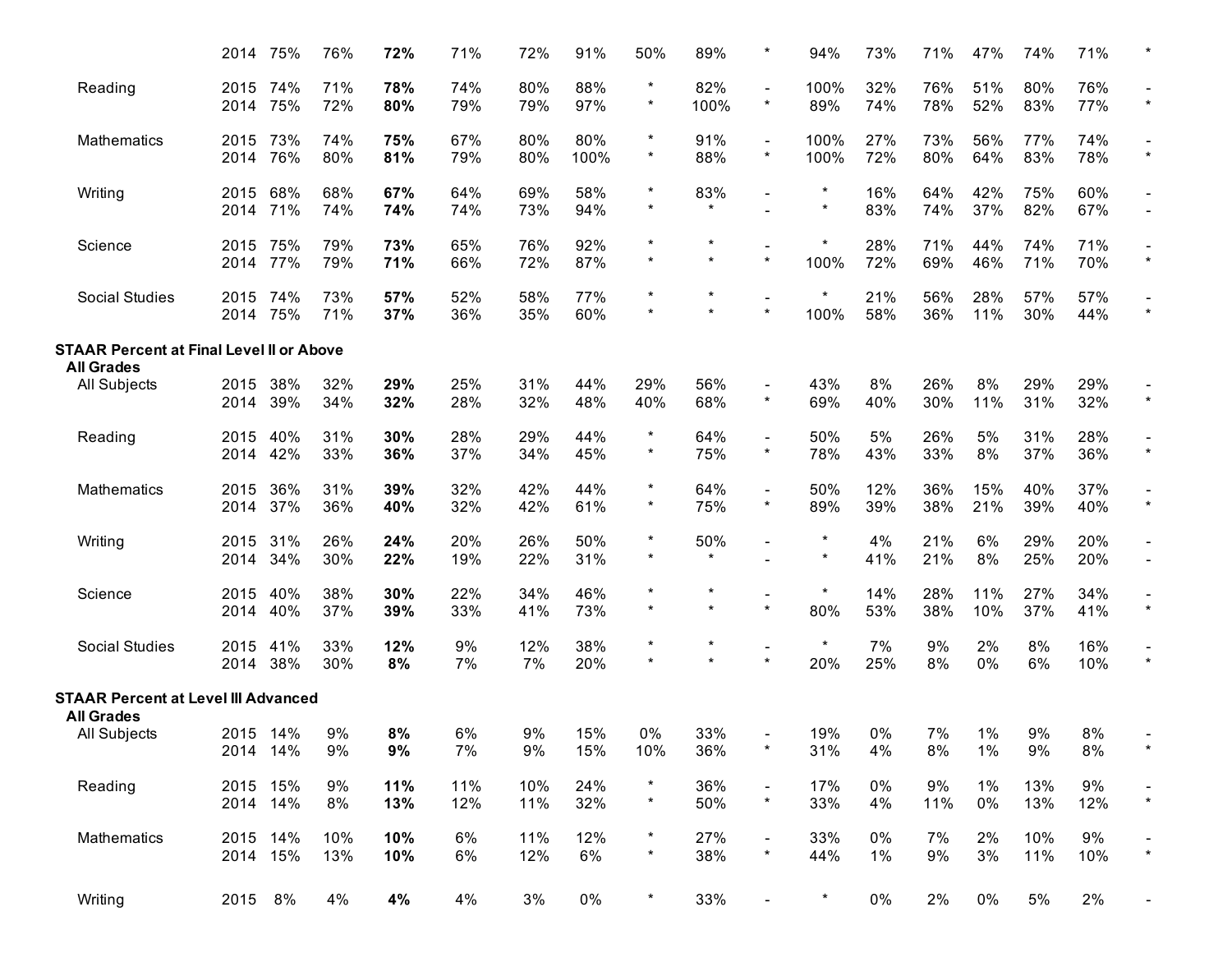| | | | | | | | | | | | | | | | | | |
|---|---|---|---|---|---|---|---|---|---|---|---|---|---|---|---|---|---|
| | 2014 | 75% | 76% | **72%** | 71% | 72% | 91% | 50% | 89% | * | 94% | 73% | 71% | 47% | 74% | 71% | * |
| Reading | 2015 | 74% | 71% | **78%** | 74% | 80% | 88% | * | 82% | - | 100% | 32% | 76% | 51% | 80% | 76% | - |
| | 2014 | 75% | 72% | **80%** | 79% | 79% | 97% | * | 100% | * | 89% | 74% | 78% | 52% | 83% | 77% | * |
| Mathematics | 2015 | 73% | 74% | **75%** | 67% | 80% | 80% | * | 91% | - | 100% | 27% | 73% | 56% | 77% | 74% | - |
| | 2014 | 76% | 80% | **81%** | 79% | 80% | 100% | * | 88% | * | 100% | 72% | 80% | 64% | 83% | 78% | * |
| Writing | 2015 | 68% | 68% | **67%** | 64% | 69% | 58% | * | 83% | - | * | 16% | 64% | 42% | 75% | 60% | - |
| | 2014 | 71% | 74% | **74%** | 74% | 73% | 94% | * | * | - | * | 83% | 74% | 37% | 82% | 67% | - |
| Science | 2015 | 75% | 79% | **73%** | 65% | 76% | 92% | * | * | - | * | 28% | 71% | 44% | 74% | 71% | - |
| | 2014 | 77% | 79% | **71%** | 66% | 72% | 87% | * | * | * | 100% | 72% | 69% | 46% | 71% | 70% | * |
| Social Studies | 2015 | 74% | 73% | **57%** | 52% | 58% | 77% | * | * | - | * | 21% | 56% | 28% | 57% | 57% | - |
| | 2014 | 75% | 71% | **37%** | 36% | 35% | 60% | * | * | * | 100% | 58% | 36% | 11% | 30% | 44% | * |
| **STAAR Percent at Final Level II or Above** | | | | | | | | | | | | | | | | | |
| **All Grades** | | | | | | | | | | | | | | | | | |
| All Subjects | 2015 | 38% | 32% | **29%** | 25% | 31% | 44% | 29% | 56% | - | 43% | 8% | 26% | 8% | 29% | 29% | - |
| | 2014 | 39% | 34% | **32%** | 28% | 32% | 48% | 40% | 68% | * | 69% | 40% | 30% | 11% | 31% | 32% | * |
| Reading | 2015 | 40% | 31% | **30%** | 28% | 29% | 44% | * | 64% | - | 50% | 5% | 26% | 5% | 31% | 28% | - |
| | 2014 | 42% | 33% | **36%** | 37% | 34% | 45% | * | 75% | * | 78% | 43% | 33% | 8% | 37% | 36% | * |
| Mathematics | 2015 | 36% | 31% | **39%** | 32% | 42% | 44% | * | 64% | - | 50% | 12% | 36% | 15% | 40% | 37% | - |
| | 2014 | 37% | 36% | **40%** | 32% | 42% | 61% | * | 75% | * | 89% | 39% | 38% | 21% | 39% | 40% | * |
| Writing | 2015 | 31% | 26% | **24%** | 20% | 26% | 50% | * | 50% | - | * | 4% | 21% | 6% | 29% | 20% | - |
| | 2014 | 34% | 30% | **22%** | 19% | 22% | 31% | * | * | - | * | 41% | 21% | 8% | 25% | 20% | - |
| Science | 2015 | 40% | 38% | **30%** | 22% | 34% | 46% | * | * | - | * | 14% | 28% | 11% | 27% | 34% | - |
| | 2014 | 40% | 37% | **39%** | 33% | 41% | 73% | * | * | * | 80% | 53% | 38% | 10% | 37% | 41% | * |
| Social Studies | 2015 | 41% | 33% | **12%** | 9% | 12% | 38% | * | * | - | * | 7% | 9% | 2% | 8% | 16% | - |
| | 2014 | 38% | 30% | **8%** | 7% | 7% | 20% | * | * | * | 20% | 25% | 8% | 0% | 6% | 10% | * |
| **STAAR Percent at Level III Advanced** | | | | | | | | | | | | | | | | | |
| **All Grades** | | | | | | | | | | | | | | | | | |
| All Subjects | 2015 | 14% | 9% | **8%** | 6% | 9% | 15% | 0% | 33% | - | 19% | 0% | 7% | 1% | 9% | 8% | - |
| | 2014 | 14% | 9% | **9%** | 7% | 9% | 15% | 10% | 36% | * | 31% | 4% | 8% | 1% | 9% | 8% | * |
| Reading | 2015 | 15% | 9% | **11%** | 11% | 10% | 24% | * | 36% | - | 17% | 0% | 9% | 1% | 13% | 9% | - |
| | 2014 | 14% | 8% | **13%** | 12% | 11% | 32% | * | 50% | * | 33% | 4% | 11% | 0% | 13% | 12% | * |
| Mathematics | 2015 | 14% | 10% | **10%** | 6% | 11% | 12% | * | 27% | - | 33% | 0% | 7% | 2% | 10% | 9% | - |
| | 2014 | 15% | 13% | **10%** | 6% | 12% | 6% | * | 38% | * | 44% | 1% | 9% | 3% | 11% | 10% | * |
| Writing | 2015 | 8% | 4% | **4%** | 4% | 3% | 0% | * | 33% | - | * | 0% | 2% | 0% | 5% | 2% | - |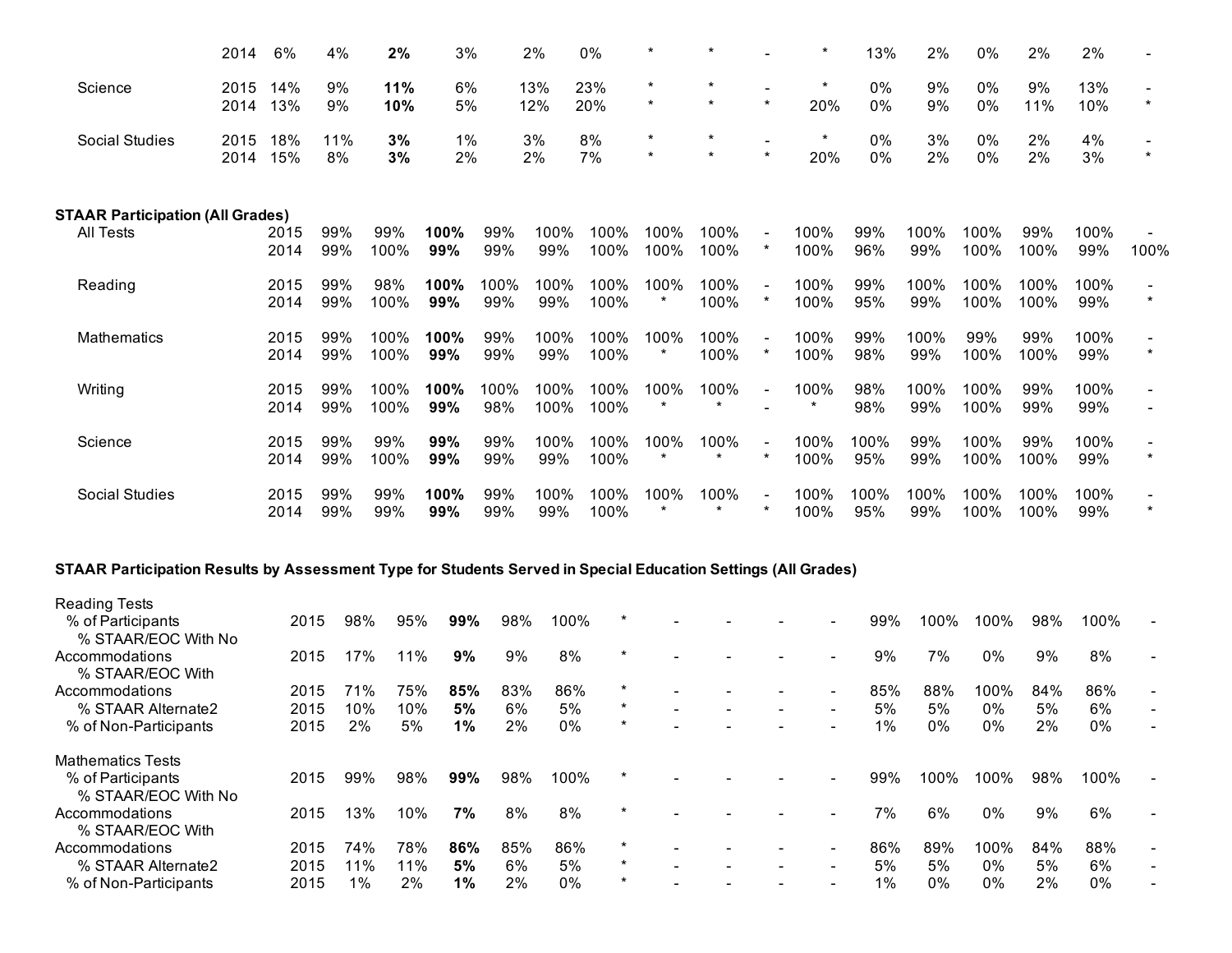| | | | | | | | | | | | | | | | | | |
|---|---|---|---|---|---|---|---|---|---|---|---|---|---|---|---|---|---|
| | 2014 | 6% | 4% | **2%** | 3% | 2% | 0% | * | * | - | * | 13% | 2% | 0% | 2% | 2% | - |
| Science | 2015 | 14% | 9% | **11%** | 6% | 13% | 23% | * | * | - | * | 0% | 9% | 0% | 9% | 13% | - |
| | 2014 | 13% | 9% | **10%** | 5% | 12% | 20% | * | * | * | 20% | 0% | 9% | 0% | 11% | 10% | * |
| Social Studies | 2015 | 18% | 11% | **3%** | 1% | 3% | 8% | * | * | - | * | 0% | 3% | 0% | 2% | 4% | - |
| | 2014 | 15% | 8% | **3%** | 2% | 2% | 7% | * | * | * | 20% | 0% | 2% | 0% | 2% | 3% | * |

**STAAR Participation (All Grades)**

| | | | | | | | | | | | | | | | | | |
|---|---|---|---|---|---|---|---|---|---|---|---|---|---|---|---|---|---|
| All Tests | 2015 | 99% | 99% | **100%** | 99% | 100% | 100% | 100% | 100% | - | 100% | 99% | 100% | 100% | 99% | 100% | - |
| | 2014 | 99% | 100% | **99%** | 99% | 99% | 100% | 100% | 100% | * | 100% | 96% | 99% | 100% | 100% | 99% | 100% |
| Reading | 2015 | 99% | 98% | **100%** | 100% | 100% | 100% | 100% | 100% | - | 100% | 99% | 100% | 100% | 100% | 100% | - |
| | 2014 | 99% | 100% | **99%** | 99% | 99% | 100% | * | 100% | * | 100% | 95% | 99% | 100% | 100% | 99% | * |
| Mathematics | 2015 | 99% | 100% | **100%** | 99% | 100% | 100% | 100% | 100% | - | 100% | 99% | 100% | 99% | 99% | 100% | - |
| | 2014 | 99% | 100% | **99%** | 99% | 99% | 100% | * | 100% | * | 100% | 98% | 99% | 100% | 100% | 99% | * |
| Writing | 2015 | 99% | 100% | **100%** | 100% | 100% | 100% | 100% | 100% | - | 100% | 98% | 100% | 100% | 99% | 100% | - |
| | 2014 | 99% | 100% | **99%** | 98% | 100% | 100% | * | * | - | * | 98% | 99% | 100% | 99% | 99% | - |
| Science | 2015 | 99% | 99% | **99%** | 99% | 100% | 100% | 100% | 100% | - | 100% | 100% | 99% | 100% | 99% | 100% | - |
| | 2014 | 99% | 100% | **99%** | 99% | 99% | 100% | * | * | * | 100% | 95% | 99% | 100% | 100% | 99% | * |
| Social Studies | 2015 | 99% | 99% | **100%** | 99% | 100% | 100% | 100% | 100% | - | 100% | 100% | 100% | 100% | 100% | 100% | - |
| | 2014 | 99% | 99% | **99%** | 99% | 99% | 100% | * | * | * | 100% | 95% | 99% | 100% | 100% | 99% | * |

**STAAR Participation Results by Assessment Type for Students Served in Special Education Settings (All Grades)**

| | | | | | | | | | | | | | | | | | |
|---|---|---|---|---|---|---|---|---|---|---|---|---|---|---|---|---|---|
| Reading Tests | | | | | | | | | | | | | | | | | |
| % of Participants | 2015 | 98% | 95% | **99%** | 98% | 100% | * | - | - | - | - | 99% | 100% | 100% | 98% | 100% | - |
| % STAAR/EOC With No Accommodations | 2015 | 17% | 11% | **9%** | 9% | 8% | * | - | - | - | - | 9% | 7% | 0% | 9% | 8% | - |
| % STAAR/EOC With Accommodations | 2015 | 71% | 75% | **85%** | 83% | 86% | * | - | - | - | - | 85% | 88% | 100% | 84% | 86% | - |
| % STAAR Alternate2 | 2015 | 10% | 10% | **5%** | 6% | 5% | * | - | - | - | - | 5% | 5% | 0% | 5% | 6% | - |
| % of Non-Participants | 2015 | 2% | 5% | **1%** | 2% | 0% | * | - | - | - | - | 1% | 0% | 0% | 2% | 0% | - |
| Mathematics Tests | | | | | | | | | | | | | | | | | |
| % of Participants | 2015 | 99% | 98% | **99%** | 98% | 100% | * | - | - | - | - | 99% | 100% | 100% | 98% | 100% | - |
| % STAAR/EOC With No Accommodations | 2015 | 13% | 10% | **7%** | 8% | 8% | * | - | - | - | - | 7% | 6% | 0% | 9% | 6% | - |
| % STAAR/EOC With Accommodations | 2015 | 74% | 78% | **86%** | 85% | 86% | * | - | - | - | - | 86% | 89% | 100% | 84% | 88% | - |
| % STAAR Alternate2 | 2015 | 11% | 11% | **5%** | 6% | 5% | * | - | - | - | - | 5% | 5% | 0% | 5% | 6% | - |
| % of Non-Participants | 2015 | 1% | 2% | **1%** | 2% | 0% | * | - | - | - | - | 1% | 0% | 0% | 2% | 0% | - |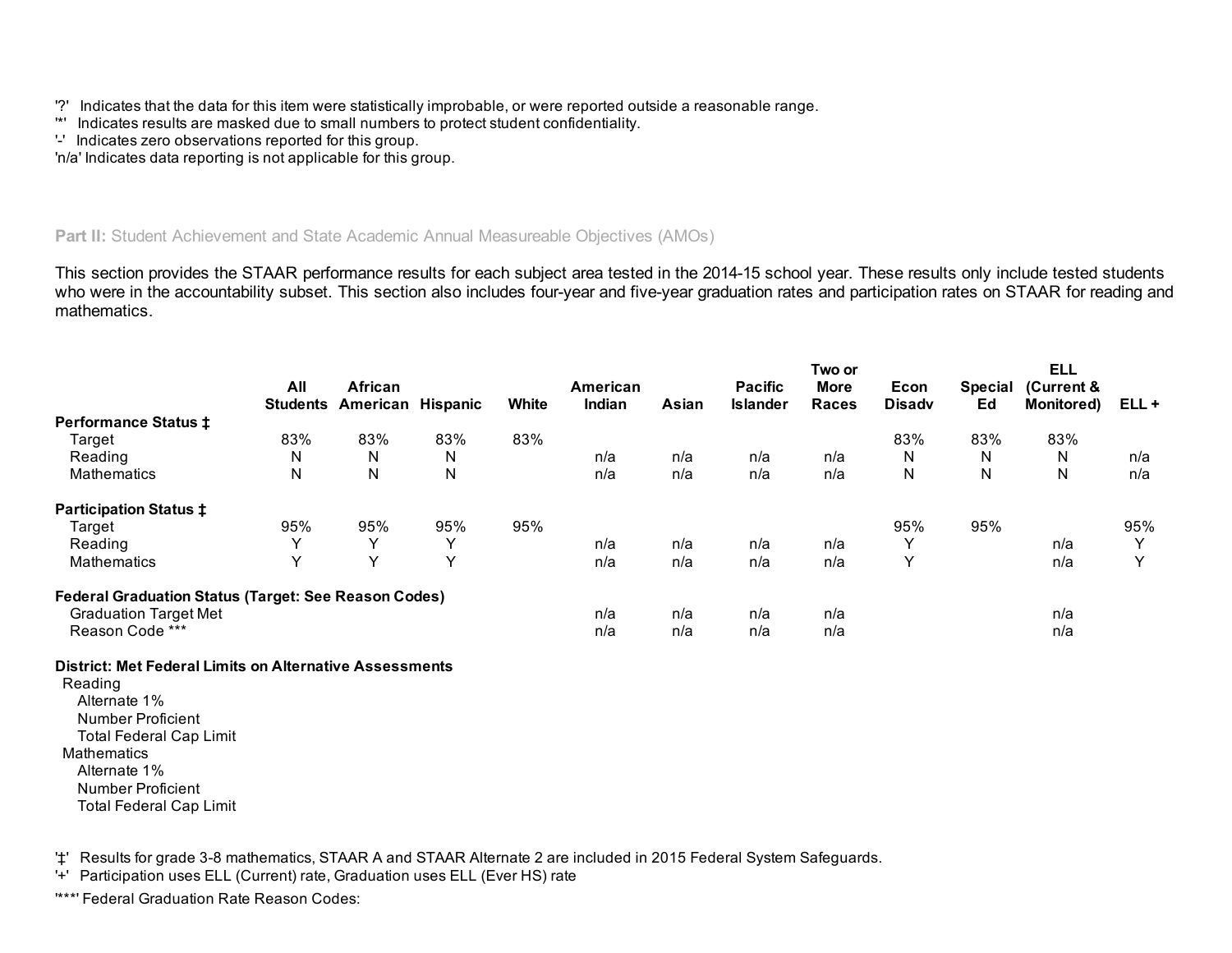'?' Indicates that the data for this item were statistically improbable, or were reported outside a reasonable range.
'*' Indicates results are masked due to small numbers to protect student confidentiality.
'-' Indicates zero observations reported for this group.
'n/a' Indicates data reporting is not applicable for this group.

**Part II:** Student Achievement and State Academic Annual Measureable Objectives (AMOs)

This section provides the STAAR performance results for each subject area tested in the 2014-15 school year. These results only include tested students who were in the accountability subset. This section also includes four-year and five-year graduation rates and participation rates on STAAR for reading and mathematics.

| | All Students | African American | Hispanic | White | American Indian | Asian | Pacific Islander | Two or More Races | Econ Disadv | Special Ed | ELL (Current & Monitored) | ELL + |
|---|---|---|---|---|---|---|---|---|---|---|---|---|
| **Performance Status ‡** | | | | | | | | | | | | |
| Target | 83% | 83% | 83% | 83% | | | | | 83% | 83% | 83% | |
| Reading | N | N | N | | n/a | n/a | n/a | n/a | N | N | N | n/a |
| Mathematics | N | N | N | | n/a | n/a | n/a | n/a | N | N | N | n/a |
| **Participation Status ‡** | | | | | | | | | | | | |
| Target | 95% | 95% | 95% | 95% | | | | | 95% | 95% | | 95% |
| Reading | Y | Y | Y | | n/a | n/a | n/a | n/a | Y | | n/a | Y |
| Mathematics | Y | Y | Y | | n/a | n/a | n/a | n/a | Y | | n/a | Y |
| **Federal Graduation Status (Target: See Reason Codes)** | | | | | | | | | | | | |
| Graduation Target Met | | | | | n/a | n/a | n/a | n/a | | | n/a | |
| Reason Code *** | | | | | n/a | n/a | n/a | n/a | | | n/a | |

**District: Met Federal Limits on Alternative Assessments**

Reading
- Alternate 1%
- Number Proficient
- Total Federal Cap Limit

Mathematics
- Alternate 1%
- Number Proficient
- Total Federal Cap Limit

'‡' Results for grade 3-8 mathematics, STAAR A and STAAR Alternate 2 are included in 2015 Federal System Safeguards.
'+' Participation uses ELL (Current) rate, Graduation uses ELL (Ever HS) rate
'***' Federal Graduation Rate Reason Codes: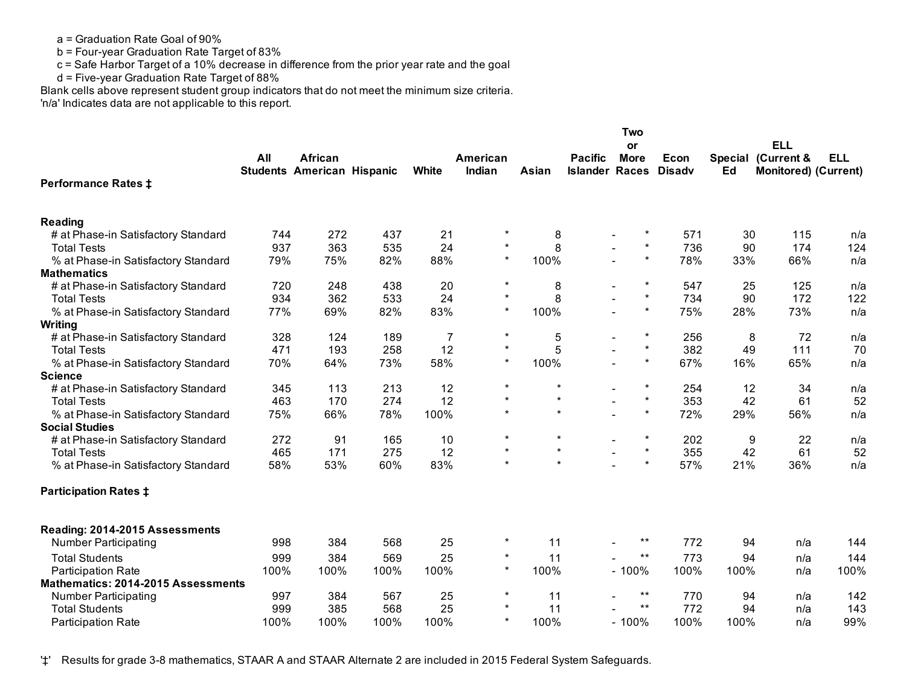a = Graduation Rate Goal of 90%
b = Four-year Graduation Rate Target of 83%
c = Safe Harbor Target of a 10% decrease in difference from the prior year rate and the goal
d = Five-year Graduation Rate Target of 88%

Blank cells above represent student group indicators that do not meet the minimum size criteria.
'n/a' Indicates data are not applicable to this report.

| Performance Rates ‡ | All Students | African American | Hispanic | White | American Indian | Asian | Pacific Islander | Two or More Races | Econ Disadv | Special Ed | ELL (Current & Monitored) | ELL (Current) |
|---|---|---|---|---|---|---|---|---|---|---|---|---|
| **Reading** | | | | | | | | | | | | |
| # at Phase-in Satisfactory Standard | 744 | 272 | 437 | 21 | * | 8 | - | * | 571 | 30 | 115 | n/a |
| Total Tests | 937 | 363 | 535 | 24 | * | 8 | - | * | 736 | 90 | 174 | 124 |
| % at Phase-in Satisfactory Standard | 79% | 75% | 82% | 88% | * | 100% | - | * | 78% | 33% | 66% | n/a |
| **Mathematics** | | | | | | | | | | | | |
| # at Phase-in Satisfactory Standard | 720 | 248 | 438 | 20 | * | 8 | - | * | 547 | 25 | 125 | n/a |
| Total Tests | 934 | 362 | 533 | 24 | * | 8 | - | * | 734 | 90 | 172 | 122 |
| % at Phase-in Satisfactory Standard | 77% | 69% | 82% | 83% | * | 100% | - | * | 75% | 28% | 73% | n/a |
| **Writing** | | | | | | | | | | | | |
| # at Phase-in Satisfactory Standard | 328 | 124 | 189 | 7 | * | 5 | - | * | 256 | 8 | 72 | n/a |
| Total Tests | 471 | 193 | 258 | 12 | * | 5 | - | * | 382 | 49 | 111 | 70 |
| % at Phase-in Satisfactory Standard | 70% | 64% | 73% | 58% | * | 100% | - | * | 67% | 16% | 65% | n/a |
| **Science** | | | | | | | | | | | | |
| # at Phase-in Satisfactory Standard | 345 | 113 | 213 | 12 | * | * | - | * | 254 | 12 | 34 | n/a |
| Total Tests | 463 | 170 | 274 | 12 | * | * | - | * | 353 | 42 | 61 | 52 |
| % at Phase-in Satisfactory Standard | 75% | 66% | 78% | 100% | * | * | - | * | 72% | 29% | 56% | n/a |
| **Social Studies** | | | | | | | | | | | | |
| # at Phase-in Satisfactory Standard | 272 | 91 | 165 | 10 | * | * | - | * | 202 | 9 | 22 | n/a |
| Total Tests | 465 | 171 | 275 | 12 | * | * | - | * | 355 | 42 | 61 | 52 |
| % at Phase-in Satisfactory Standard | 58% | 53% | 60% | 83% | * | * | - | * | 57% | 21% | 36% | n/a |
| **Participation Rates ‡** | | | | | | | | | | | | |
| **Reading: 2014-2015 Assessments** | | | | | | | | | | | | |
| Number Participating | 998 | 384 | 568 | 25 | * | 11 | - | ** | 772 | 94 | n/a | 144 |
| Total Students | 999 | 384 | 569 | 25 | * | 11 | - | ** | 773 | 94 | n/a | 144 |
| Participation Rate | 100% | 100% | 100% | 100% | * | 100% | - | 100% | 100% | 100% | n/a | 100% |
| **Mathematics: 2014-2015 Assessments** | | | | | | | | | | | | |
| Number Participating | 997 | 384 | 567 | 25 | * | 11 | - | ** | 770 | 94 | n/a | 142 |
| Total Students | 999 | 385 | 568 | 25 | * | 11 | - | ** | 772 | 94 | n/a | 143 |
| Participation Rate | 100% | 100% | 100% | 100% | * | 100% | - | 100% | 100% | 100% | n/a | 99% |

'‡' Results for grade 3-8 mathematics, STAAR A and STAAR Alternate 2 are included in 2015 Federal System Safeguards.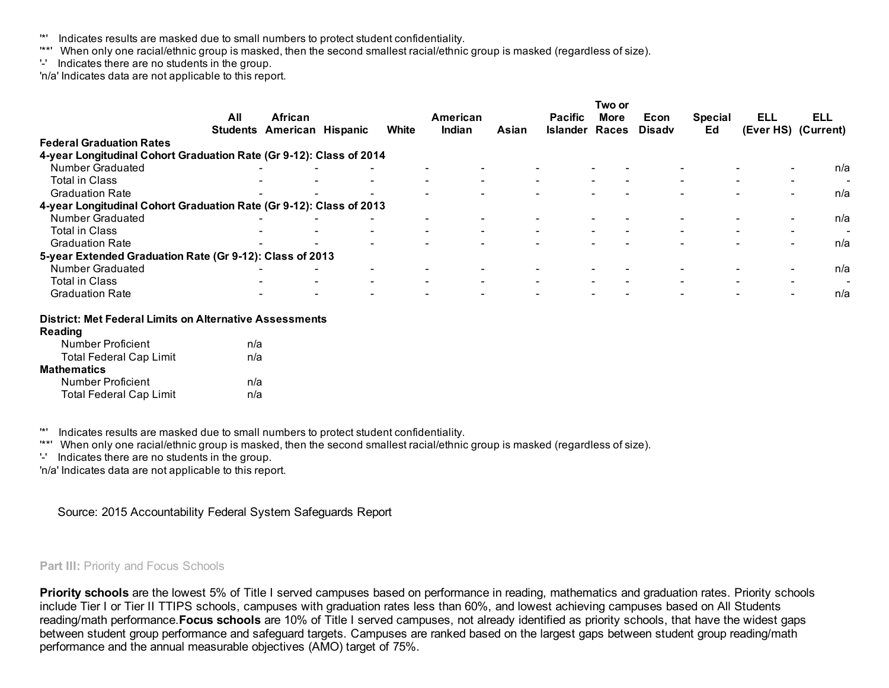'*' Indicates results are masked due to small numbers to protect student confidentiality.
'**' When only one racial/ethnic group is masked, then the second smallest racial/ethnic group is masked (regardless of size).
'-' Indicates there are no students in the group.
'n/a' Indicates data are not applicable to this report.

| | All Students | African American | Hispanic | White | American Indian | Asian | Pacific Islander | Two or More Races | Econ Disadv | Special Ed | ELL (Ever HS) | ELL (Current) |
|---|---|---|---|---|---|---|---|---|---|---|---|---|
| **Federal Graduation Rates** | | | | | | | | | | | | |
| **4-year Longitudinal Cohort Graduation Rate (Gr 9-12): Class of 2014** | | | | | | | | | | | | |
| Number Graduated | - | - | - | - | - | - | - | - | - | - | - | n/a |
| Total in Class | - | - | - | - | - | - | - | - | - | - | - | - |
| Graduation Rate | - | - | - | - | - | - | - | - | - | - | - | n/a |
| **4-year Longitudinal Cohort Graduation Rate (Gr 9-12): Class of 2013** | | | | | | | | | | | | |
| Number Graduated | - | - | - | - | - | - | - | - | - | - | - | n/a |
| Total in Class | - | - | - | - | - | - | - | - | - | - | - | - |
| Graduation Rate | - | - | - | - | - | - | - | - | - | - | - | n/a |
| **5-year Extended Graduation Rate (Gr 9-12): Class of 2013** | | | | | | | | | | | | |
| Number Graduated | - | - | - | - | - | - | - | - | - | - | - | n/a |
| Total in Class | - | - | - | - | - | - | - | - | - | - | - | - |
| Graduation Rate | - | - | - | - | - | - | - | - | - | - | - | n/a |

| **District: Met Federal Limits on Alternative Assessments** | |
|---|---|
| **Reading** | |
| Number Proficient | n/a |
| Total Federal Cap Limit | n/a |
| **Mathematics** | |
| Number Proficient | n/a |
| Total Federal Cap Limit | n/a |

'*' Indicates results are masked due to small numbers to protect student confidentiality.
'**' When only one racial/ethnic group is masked, then the second smallest racial/ethnic group is masked (regardless of size).
'-' Indicates there are no students in the group.
'n/a' Indicates data are not applicable to this report.

Source: 2015 Accountability Federal System Safeguards Report

## **Part III:** Priority and Focus Schools

**Priority schools** are the lowest 5% of Title I served campuses based on performance in reading, mathematics and graduation rates. Priority schools include Tier I or Tier II TTIPS schools, campuses with graduation rates less than 60%, and lowest achieving campuses based on All Students reading/math performance.**Focus schools** are 10% of Title I served campuses, not already identified as priority schools, that have the widest gaps between student group performance and safeguard targets. Campuses are ranked based on the largest gaps between student group reading/math performance and the annual measurable objectives (AMO) target of 75%.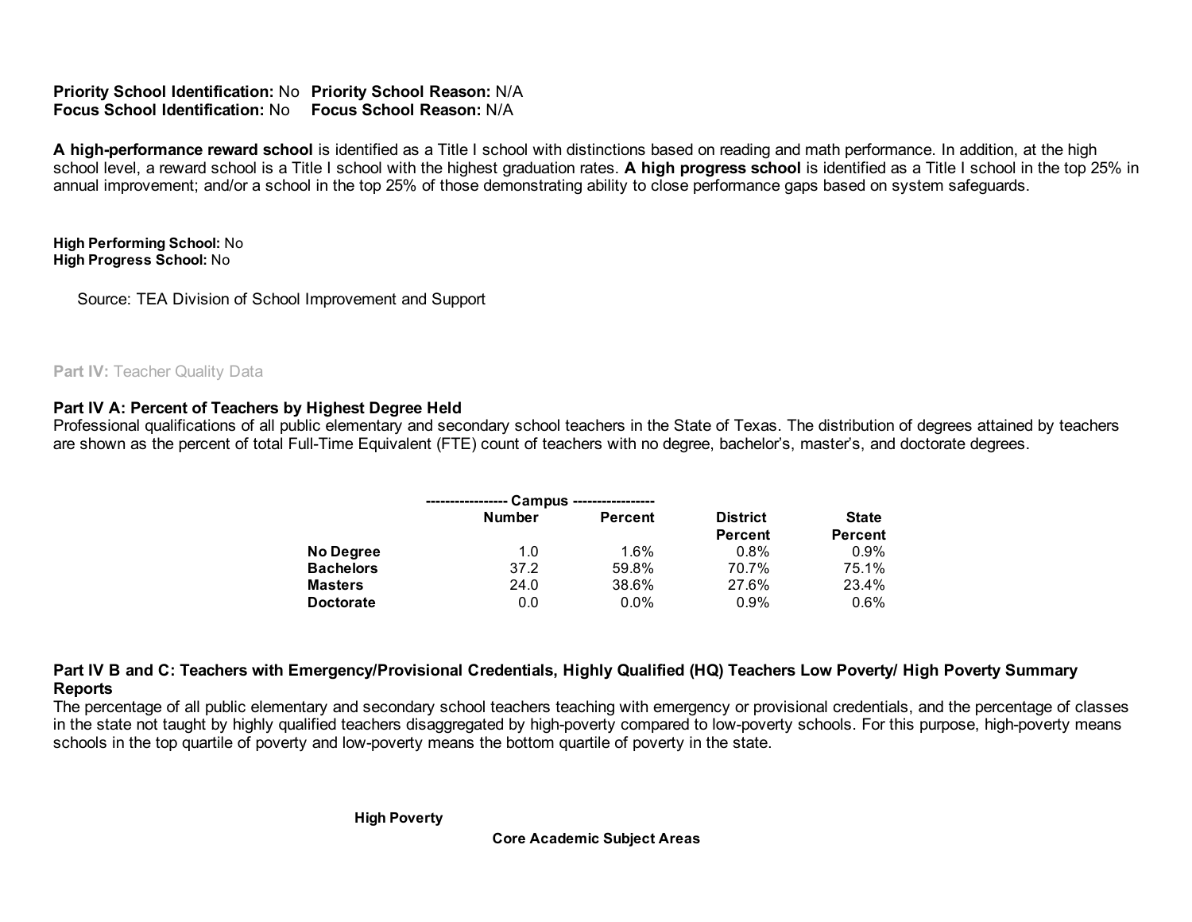**Priority School Identification:** No **Priority School Reason:** N/A
**Focus School Identification:** No **Focus School Reason:** N/A

**A high-performance reward school** is identified as a Title I school with distinctions based on reading and math performance. In addition, at the high school level, a reward school is a Title I school with the highest graduation rates. **A high progress school** is identified as a Title I school in the top 25% in annual improvement; and/or a school in the top 25% of those demonstrating ability to close performance gaps based on system safeguards.

**High Performing School:** No
**High Progress School:** No

Source: TEA Division of School Improvement and Support

Part IV: Teacher Quality Data

### Part IV A: Percent of Teachers by Highest Degree Held

Professional qualifications of all public elementary and secondary school teachers in the State of Texas. The distribution of degrees attained by teachers are shown as the percent of total Full-Time Equivalent (FTE) count of teachers with no degree, bachelor's, master's, and doctorate degrees.

| | Campus | | District | State |
|---|---|---|---|---|
| | Number | Percent | Percent | Percent |
| **No Degree** | 1.0 | 1.6% | 0.8% | 0.9% |
| **Bachelors** | 37.2 | 59.8% | 70.7% | 75.1% |
| **Masters** | 24.0 | 38.6% | 27.6% | 23.4% |
| **Doctorate** | 0.0 | 0.0% | 0.9% | 0.6% |

### Part IV B and C: Teachers with Emergency/Provisional Credentials, Highly Qualified (HQ) Teachers Low Poverty/ High Poverty Summary Reports

The percentage of all public elementary and secondary school teachers teaching with emergency or provisional credentials, and the percentage of classes in the state not taught by highly qualified teachers disaggregated by high-poverty compared to low-poverty schools. For this purpose, high-poverty means schools in the top quartile of poverty and low-poverty means the bottom quartile of poverty in the state.

**High Poverty**

**Core Academic Subject Areas**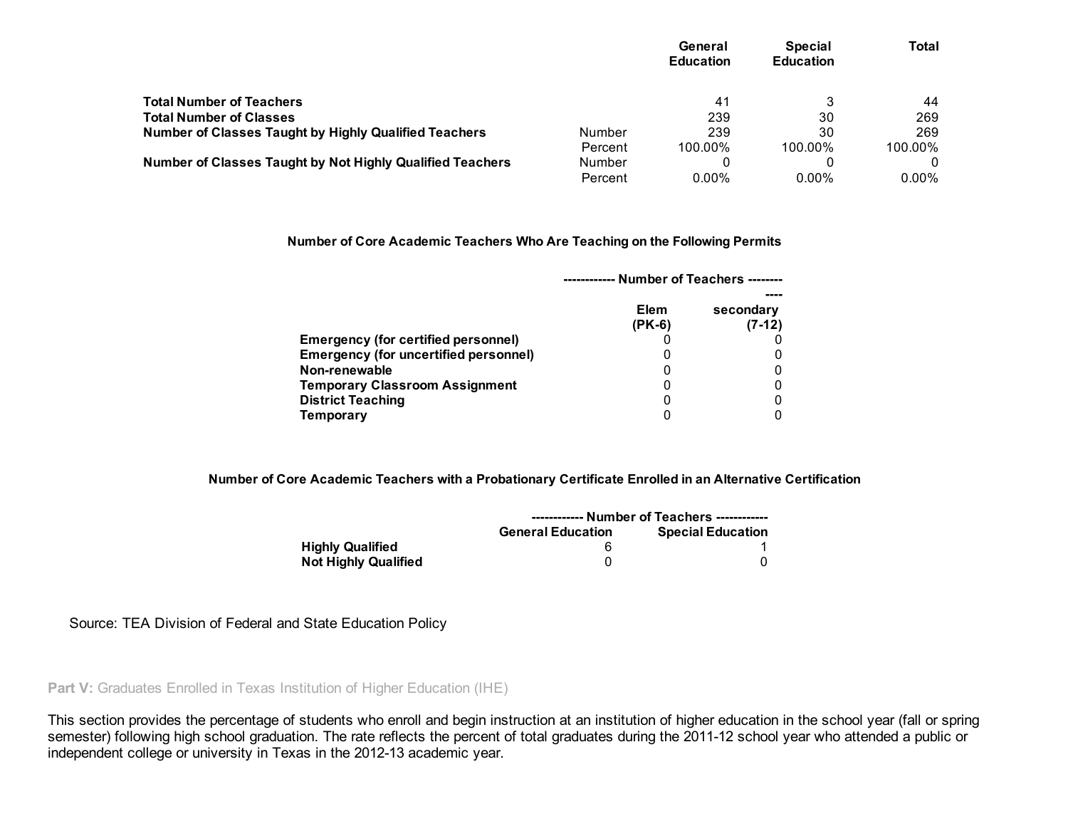| | | General Education | Special Education | Total |
|---|---|---|---|---|
| **Total Number of Teachers** | | 41 | 3 | 44 |
| **Total Number of Classes** | | 239 | 30 | 269 |
| **Number of Classes Taught by Highly Qualified Teachers** | Number | 239 | 30 | 269 |
| | Percent | 100.00% | 100.00% | 100.00% |
| **Number of Classes Taught by Not Highly Qualified Teachers** | Number | 0 | 0 | 0 |
| | Percent | 0.00% | 0.00% | 0.00% |

**Number of Core Academic Teachers Who Are Teaching on the Following Permits**

| | Number of Teachers | |
|---|---|---|
| | Elem (PK-6) | secondary (7-12) |
| **Emergency (for certified personnel)** | 0 | 0 |
| **Emergency (for uncertified personnel)** | 0 | 0 |
| **Non-renewable** | 0 | 0 |
| **Temporary Classroom Assignment** | 0 | 0 |
| **District Teaching** | 0 | 0 |
| **Temporary** | 0 | 0 |

**Number of Core Academic Teachers with a Probationary Certificate Enrolled in an Alternative Certification**

| | Number of Teachers | |
|---|---|---|
| | General Education | Special Education |
| **Highly Qualified** | 6 | 1 |
| **Not Highly Qualified** | 0 | 0 |

Source: TEA Division of Federal and State Education Policy

## **Part V:** Graduates Enrolled in Texas Institution of Higher Education (IHE)

This section provides the percentage of students who enroll and begin instruction at an institution of higher education in the school year (fall or spring semester) following high school graduation. The rate reflects the percent of total graduates during the 2011-12 school year who attended a public or independent college or university in Texas in the 2012-13 academic year.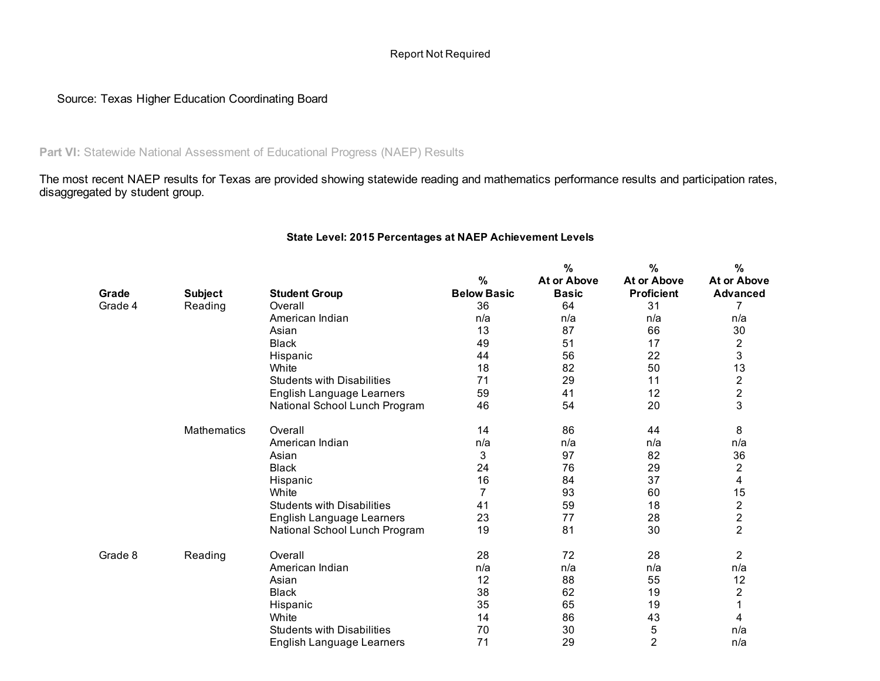Report Not Required

Source: Texas Higher Education Coordinating Board

**Part VI:** Statewide National Assessment of Educational Progress (NAEP) Results

The most recent NAEP results for Texas are provided showing statewide reading and mathematics performance results and participation rates, disaggregated by student group.

**State Level: 2015 Percentages at NAEP Achievement Levels**

| Grade | Subject | Student Group | % Below Basic | % At or Above Basic | % At or Above Proficient | % At or Above Advanced |
|---|---|---|---|---|---|---|
| Grade 4 | Reading | Overall | 36 | 64 | 31 | 7 |
| | | American Indian | n/a | n/a | n/a | n/a |
| | | Asian | 13 | 87 | 66 | 30 |
| | | Black | 49 | 51 | 17 | 2 |
| | | Hispanic | 44 | 56 | 22 | 3 |
| | | White | 18 | 82 | 50 | 13 |
| | | Students with Disabilities | 71 | 29 | 11 | 2 |
| | | English Language Learners | 59 | 41 | 12 | 2 |
| | | National School Lunch Program | 46 | 54 | 20 | 3 |
| | Mathematics | Overall | 14 | 86 | 44 | 8 |
| | | American Indian | n/a | n/a | n/a | n/a |
| | | Asian | 3 | 97 | 82 | 36 |
| | | Black | 24 | 76 | 29 | 2 |
| | | Hispanic | 16 | 84 | 37 | 4 |
| | | White | 7 | 93 | 60 | 15 |
| | | Students with Disabilities | 41 | 59 | 18 | 2 |
| | | English Language Learners | 23 | 77 | 28 | 2 |
| | | National School Lunch Program | 19 | 81 | 30 | 2 |
| Grade 8 | Reading | Overall | 28 | 72 | 28 | 2 |
| | | American Indian | n/a | n/a | n/a | n/a |
| | | Asian | 12 | 88 | 55 | 12 |
| | | Black | 38 | 62 | 19 | 2 |
| | | Hispanic | 35 | 65 | 19 | 1 |
| | | White | 14 | 86 | 43 | 4 |
| | | Students with Disabilities | 70 | 30 | 5 | n/a |
| | | English Language Learners | 71 | 29 | 2 | n/a |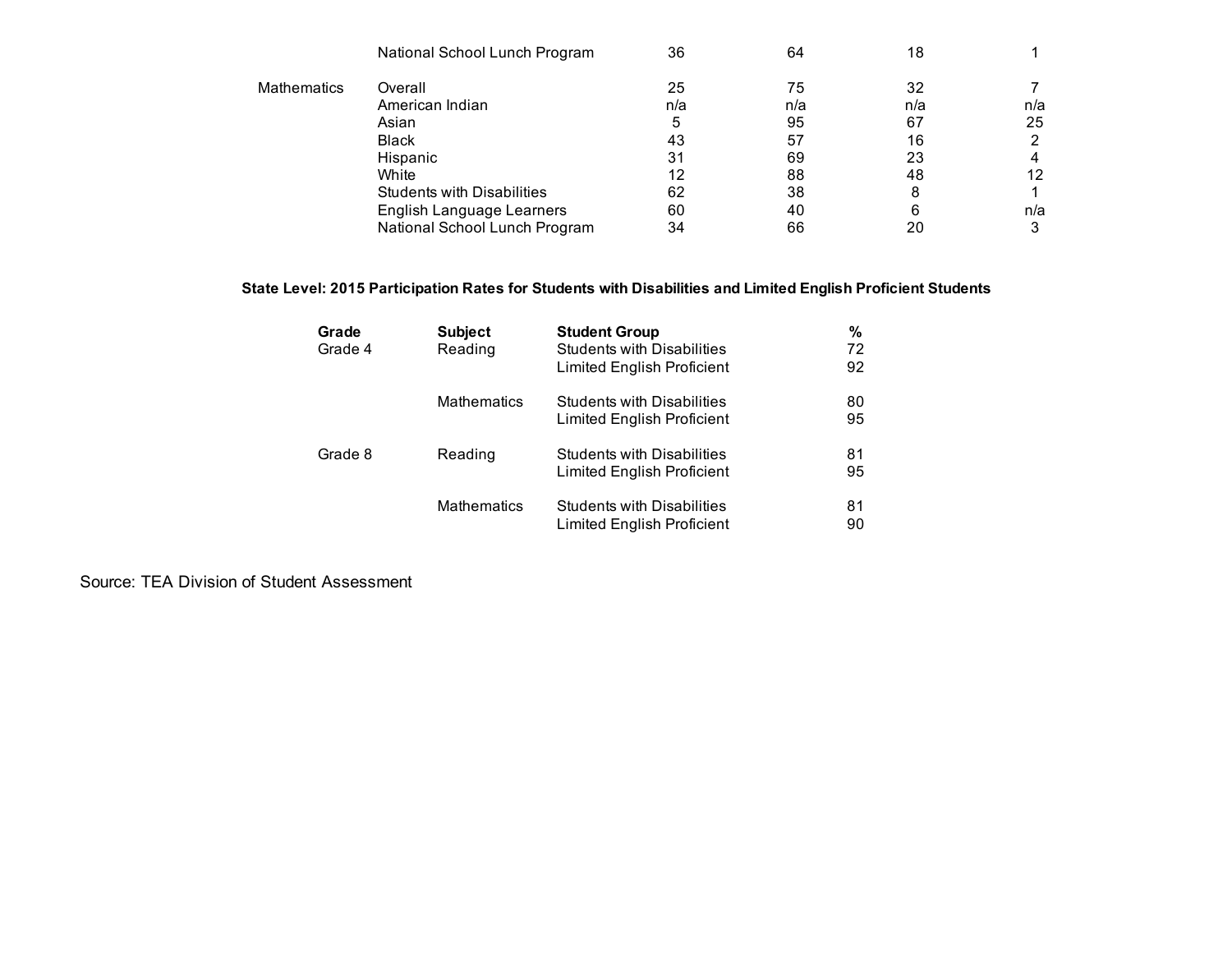| | | | | | |
|---|---|---|---|---|---|
| | National School Lunch Program | 36 | 64 | 18 | 1 |
| Mathematics | Overall | 25 | 75 | 32 | 7 |
| | American Indian | n/a | n/a | n/a | n/a |
| | Asian | 5 | 95 | 67 | 25 |
| | Black | 43 | 57 | 16 | 2 |
| | Hispanic | 31 | 69 | 23 | 4 |
| | White | 12 | 88 | 48 | 12 |
| | Students with Disabilities | 62 | 38 | 8 | 1 |
| | English Language Learners | 60 | 40 | 6 | n/a |
| | National School Lunch Program | 34 | 66 | 20 | 3 |

**State Level: 2015 Participation Rates for Students with Disabilities and Limited English Proficient Students**

| Grade | Subject | Student Group | % |
|---|---|---|---|
| Grade 4 | Reading | Students with Disabilities | 72 |
| | | Limited English Proficient | 92 |
| | Mathematics | Students with Disabilities | 80 |
| | | Limited English Proficient | 95 |
| Grade 8 | Reading | Students with Disabilities | 81 |
| | | Limited English Proficient | 95 |
| | Mathematics | Students with Disabilities | 81 |
| | | Limited English Proficient | 90 |

Source: TEA Division of Student Assessment